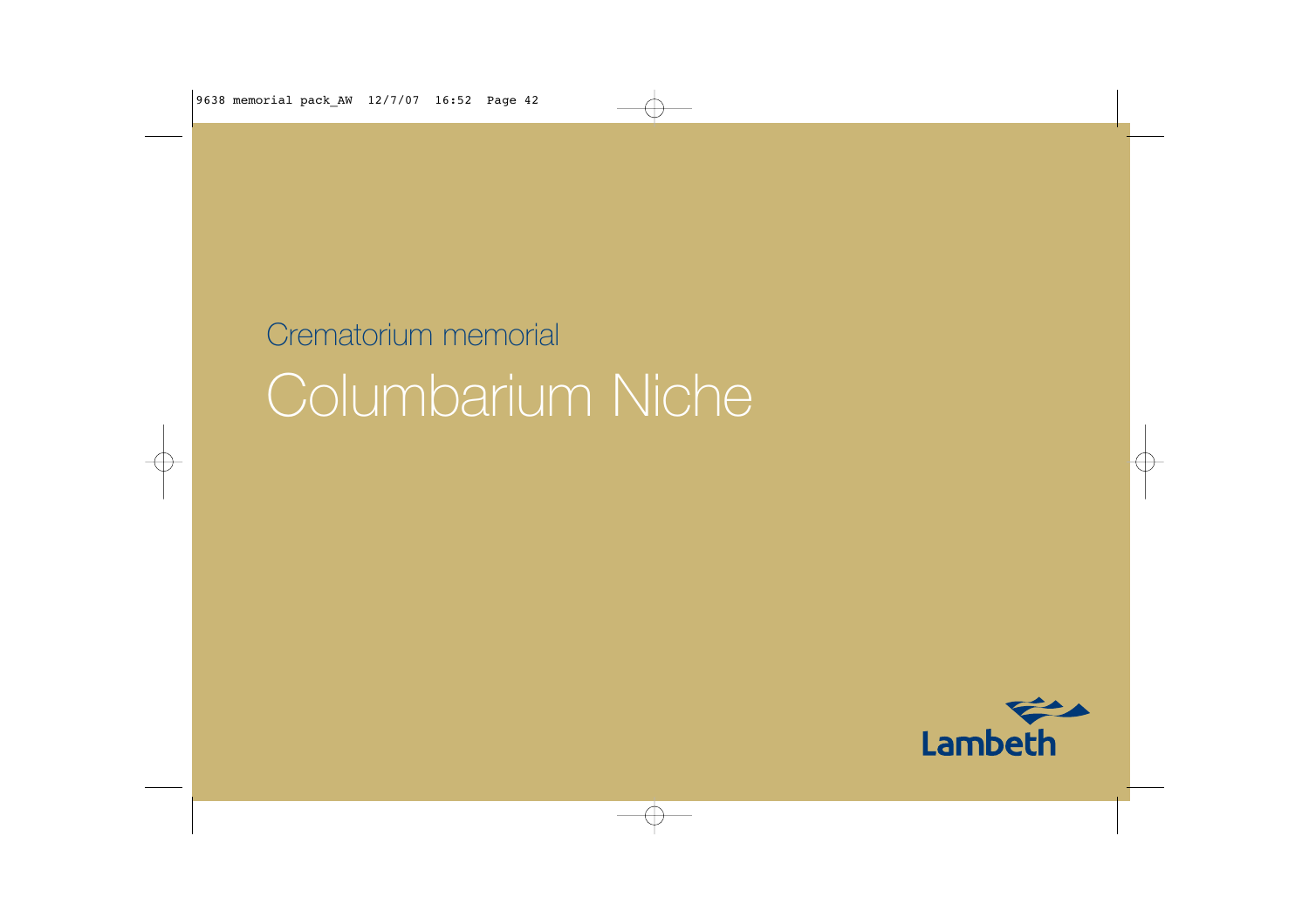Crematorium memorial

# Columbarium Niche

Lambeth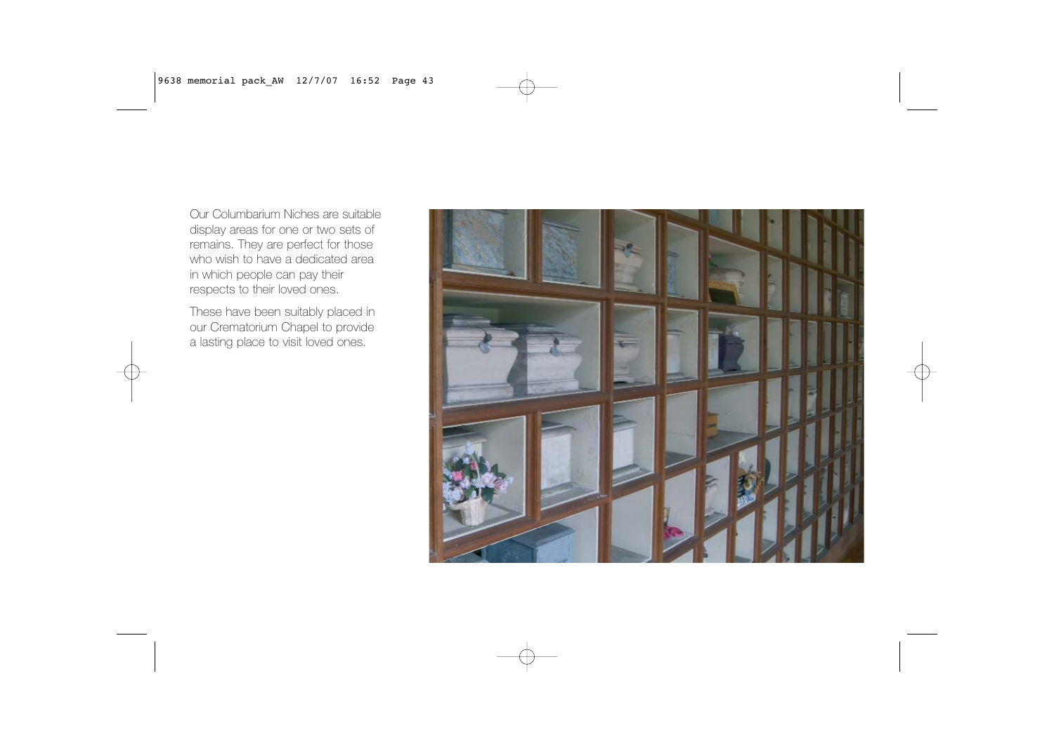Our Columbarium Niches are suitable display areas for one or two sets of remains. They are perfect for those who wish to have a dedicated area in which people can pay their respects to their loved ones.

These have been suitably placed in our Crematorium Chapel to provide a lasting place to visit loved ones.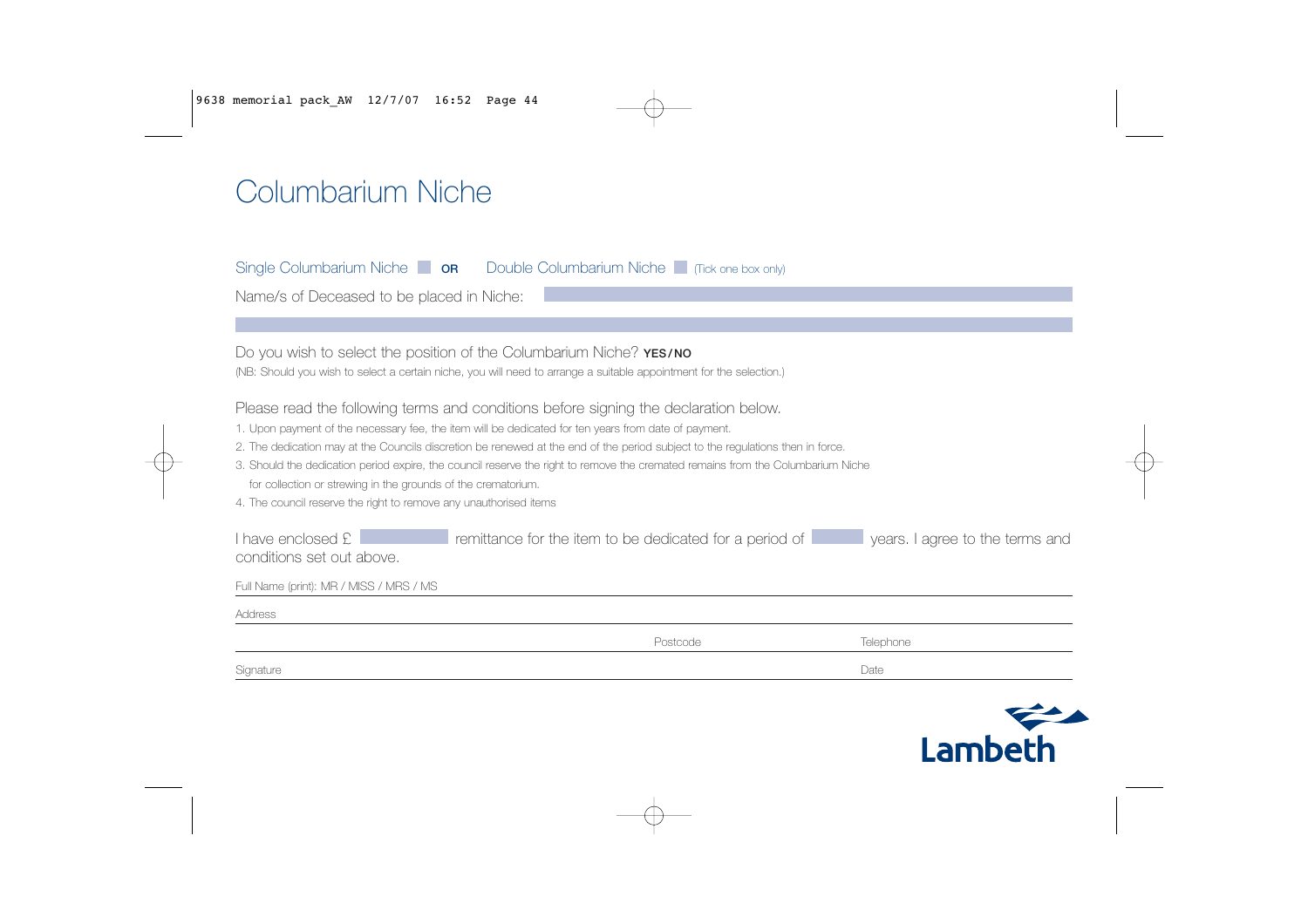# Columbarium Niche

Single Columbarium Niche ☐ **OR** Double Columbarium Niche ☐ (Tick one box only)

Name/s of Deceased to be placed in Niche: ____________________

____________________

Do you wish to select the position of the Columbarium Niche? **YES/NO**

(NB: Should you wish to select a certain niche, you will need to arrange a suitable appointment for the selection.)

Please read the following terms and conditions before signing the declaration below.

1. Upon payment of the necessary fee, the item will be dedicated for ten years from date of payment.
2. The dedication may at the Councils discretion be renewed at the end of the period subject to the regulations then in force.
3. Should the dedication period expire, the council reserve the right to remove the cremated remains from the Columbarium Niche for collection or strewing in the grounds of the crematorium.
4. The council reserve the right to remove any unauthorised items

I have enclosed £ __________ remittance for the item to be dedicated for a period of ______ years. I agree to the terms and conditions set out above.

Full Name (print): MR / MISS / MRS / MS ____________________

Address ____________________

Postcode __________ Telephone __________

Signature __________ Date __________

Lambeth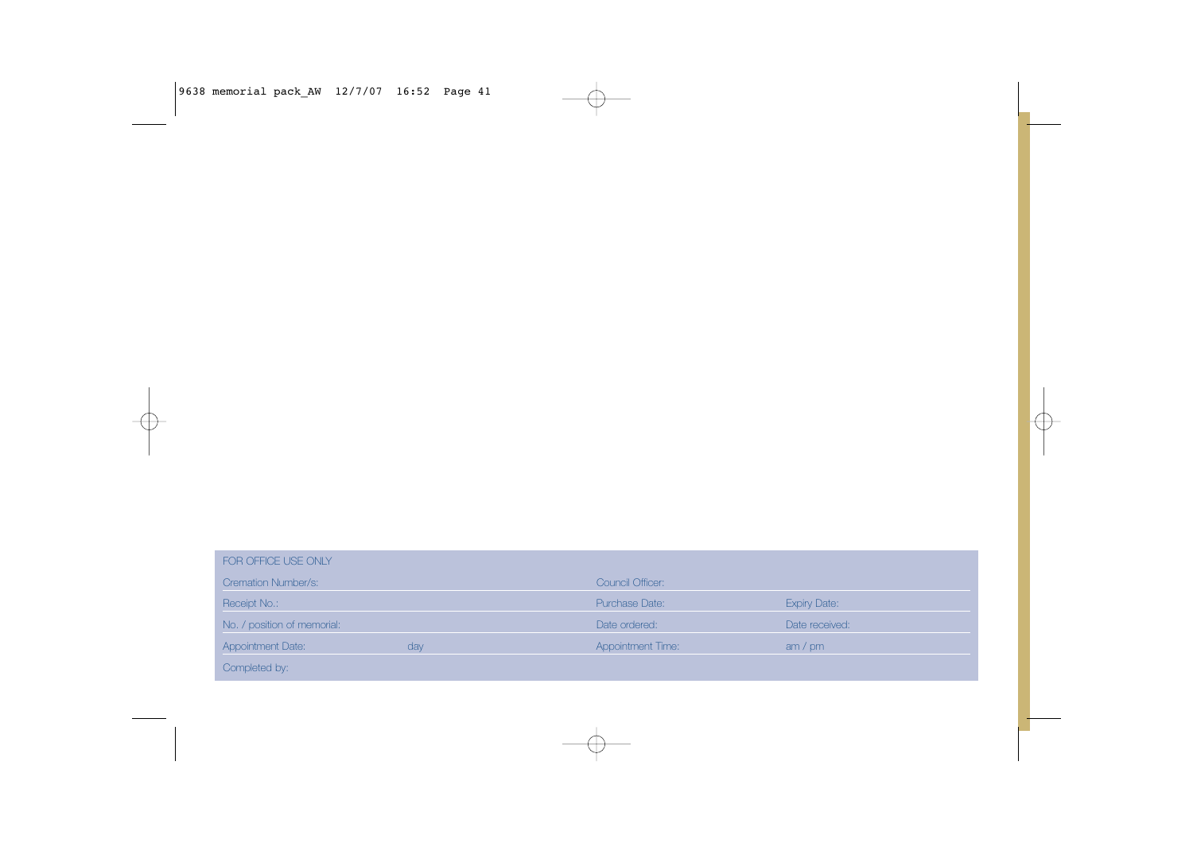FOR OFFICE USE ONLY

| | | | |
|---|---|---|---|
| Cremation Number/s: | | Council Officer: | |
| Receipt No.: | | Purchase Date: | Expiry Date: |
| No. / position of memorial: | | Date ordered: | Date received: |
| Appointment Date: | day | Appointment Time: | am / pm |
| Completed by: | | | |